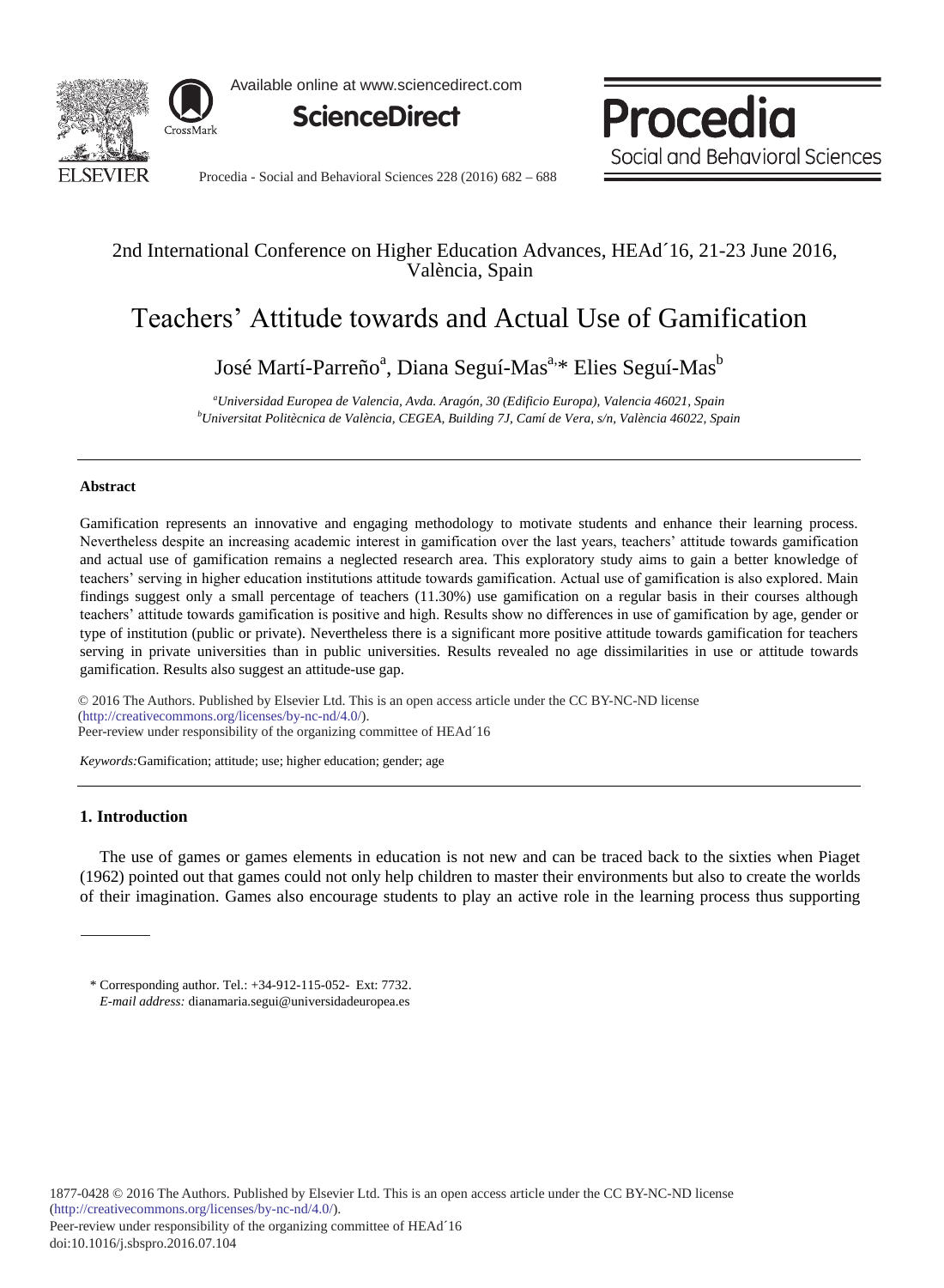2nd International Conference on Higher Education Advances, HEAd´16, 21-23 June 2016, València, Spain

# Teachers' Attitude towards and Actual Use of Gamification

José Martí-Parreño[a], Diana Seguí-Mas[a,*] Elies Seguí-Mas[b]

[a]*Universidad Europea de Valencia, Avda. Aragón, 30 (Edificio Europa), Valencia 46021, Spain*
[b]*Universitat Politècnica de València, CEGEA, Building 7J, Camí de Vera, s/n, València 46022, Spain*

---

### Abstract

Gamification represents an innovative and engaging methodology to motivate students and enhance their learning process. Nevertheless despite an increasing academic interest in gamification over the last years, teachers' attitude towards gamification and actual use of gamification remains a neglected research area. This exploratory study aims to gain a better knowledge of teachers' serving in higher education institutions attitude towards gamification. Actual use of gamification is also explored. Main findings suggest only a small percentage of teachers (11.30%) use gamification on a regular basis in their courses although teachers' attitude towards gamification is positive and high. Results show no differences in use of gamification by age, gender or type of institution (public or private). Nevertheless there is a significant more positive attitude towards gamification for teachers serving in private universities than in public universities. Results revealed no age dissimilarities in use or attitude towards gamification. Results also suggest an attitude-use gap.

© 2016 The Authors. Published by Elsevier Ltd. This is an open access article under the CC BY-NC-ND license (http://creativecommons.org/licenses/by-nc-nd/4.0/).
Peer-review under responsibility of the organizing committee of HEAd´16

*Keywords:* Gamification; attitude; use; higher education; gender; age

---

## 1. Introduction

The use of games or games elements in education is not new and can be traced back to the sixties when Piaget (1962) pointed out that games could not only help children to master their environments but also to create the worlds of their imagination. Games also encourage students to play an active role in the learning process thus supporting

---

\* Corresponding author. Tel.: +34-912-115-052- Ext: 7732.
*E-mail address:* dianamaria.segui@universidadeuropea.es

1877-0428 © 2016 The Authors. Published by Elsevier Ltd. This is an open access article under the CC BY-NC-ND license (http://creativecommons.org/licenses/by-nc-nd/4.0/).
Peer-review under responsibility of the organizing committee of HEAd´16
doi:10.1016/j.sbspro.2016.07.104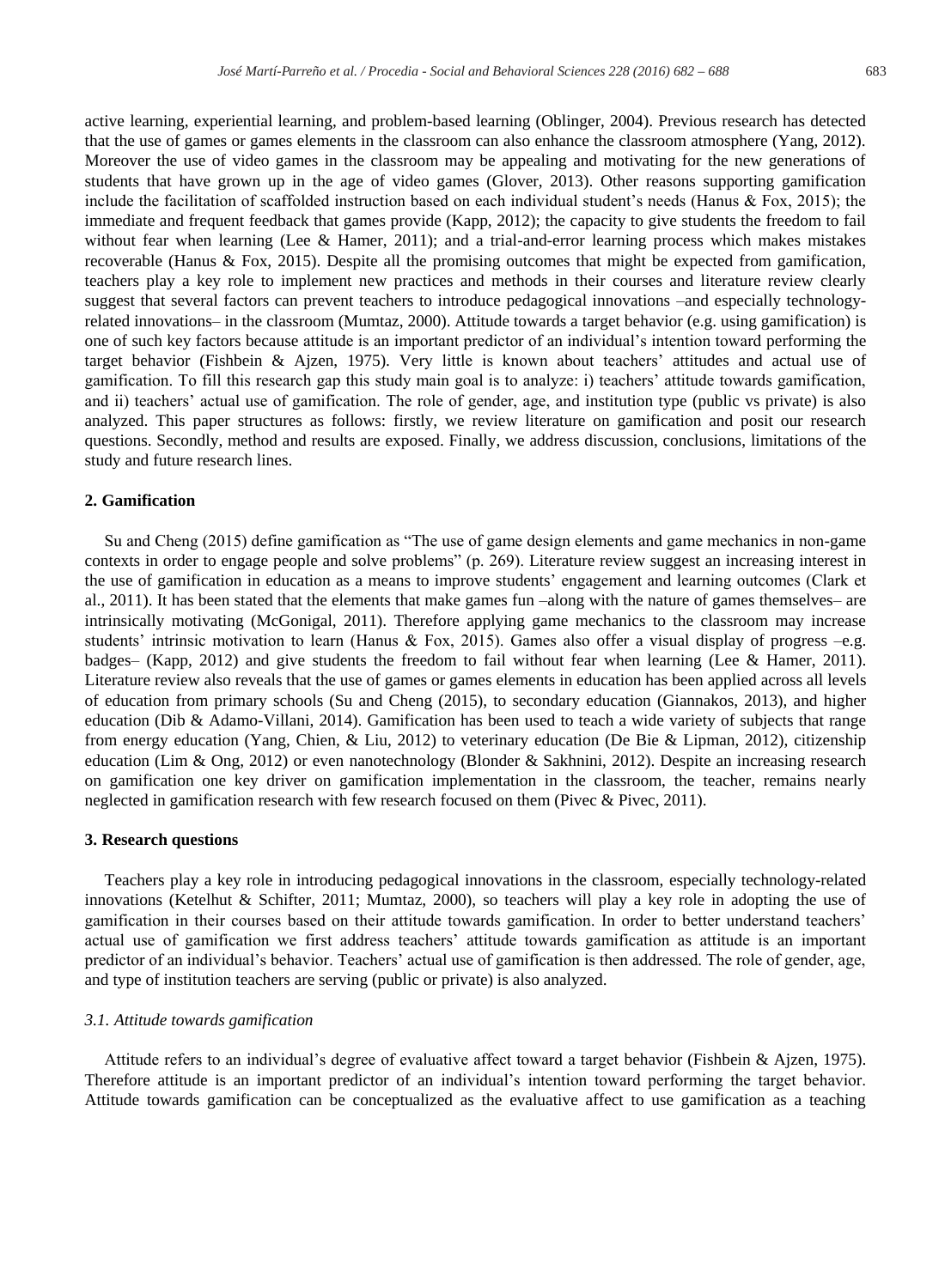active learning, experiential learning, and problem-based learning (Oblinger, 2004). Previous research has detected that the use of games or games elements in the classroom can also enhance the classroom atmosphere (Yang, 2012). Moreover the use of video games in the classroom may be appealing and motivating for the new generations of students that have grown up in the age of video games (Glover, 2013). Other reasons supporting gamification include the facilitation of scaffolded instruction based on each individual student's needs (Hanus & Fox, 2015); the immediate and frequent feedback that games provide (Kapp, 2012); the capacity to give students the freedom to fail without fear when learning (Lee & Hamer, 2011); and a trial-and-error learning process which makes mistakes recoverable (Hanus & Fox, 2015). Despite all the promising outcomes that might be expected from gamification, teachers play a key role to implement new practices and methods in their courses and literature review clearly suggest that several factors can prevent teachers to introduce pedagogical innovations –and especially technology-related innovations– in the classroom (Mumtaz, 2000). Attitude towards a target behavior (e.g. using gamification) is one of such key factors because attitude is an important predictor of an individual's intention toward performing the target behavior (Fishbein & Ajzen, 1975). Very little is known about teachers' attitudes and actual use of gamification. To fill this research gap this study main goal is to analyze: i) teachers' attitude towards gamification, and ii) teachers' actual use of gamification. The role of gender, age, and institution type (public vs private) is also analyzed. This paper structures as follows: firstly, we review literature on gamification and posit our research questions. Secondly, method and results are exposed. Finally, we address discussion, conclusions, limitations of the study and future research lines.

## 2. Gamification

Su and Cheng (2015) define gamification as "The use of game design elements and game mechanics in non-game contexts in order to engage people and solve problems" (p. 269). Literature review suggest an increasing interest in the use of gamification in education as a means to improve students' engagement and learning outcomes (Clark et al., 2011). It has been stated that the elements that make games fun –along with the nature of games themselves– are intrinsically motivating (McGonigal, 2011). Therefore applying game mechanics to the classroom may increase students' intrinsic motivation to learn (Hanus & Fox, 2015). Games also offer a visual display of progress –e.g. badges– (Kapp, 2012) and give students the freedom to fail without fear when learning (Lee & Hamer, 2011). Literature review also reveals that the use of games or games elements in education has been applied across all levels of education from primary schools (Su and Cheng (2015), to secondary education (Giannakos, 2013), and higher education (Dib & Adamo-Villani, 2014). Gamification has been used to teach a wide variety of subjects that range from energy education (Yang, Chien, & Liu, 2012) to veterinary education (De Bie & Lipman, 2012), citizenship education (Lim & Ong, 2012) or even nanotechnology (Blonder & Sakhnini, 2012). Despite an increasing research on gamification one key driver on gamification implementation in the classroom, the teacher, remains nearly neglected in gamification research with few research focused on them (Pivec & Pivec, 2011).

## 3. Research questions

Teachers play a key role in introducing pedagogical innovations in the classroom, especially technology-related innovations (Ketelhut & Schifter, 2011; Mumtaz, 2000), so teachers will play a key role in adopting the use of gamification in their courses based on their attitude towards gamification. In order to better understand teachers' actual use of gamification we first address teachers' attitude towards gamification as attitude is an important predictor of an individual's behavior. Teachers' actual use of gamification is then addressed. The role of gender, age, and type of institution teachers are serving (public or private) is also analyzed.

### *3.1. Attitude towards gamification*

Attitude refers to an individual's degree of evaluative affect toward a target behavior (Fishbein & Ajzen, 1975). Therefore attitude is an important predictor of an individual's intention toward performing the target behavior. Attitude towards gamification can be conceptualized as the evaluative affect to use gamification as a teaching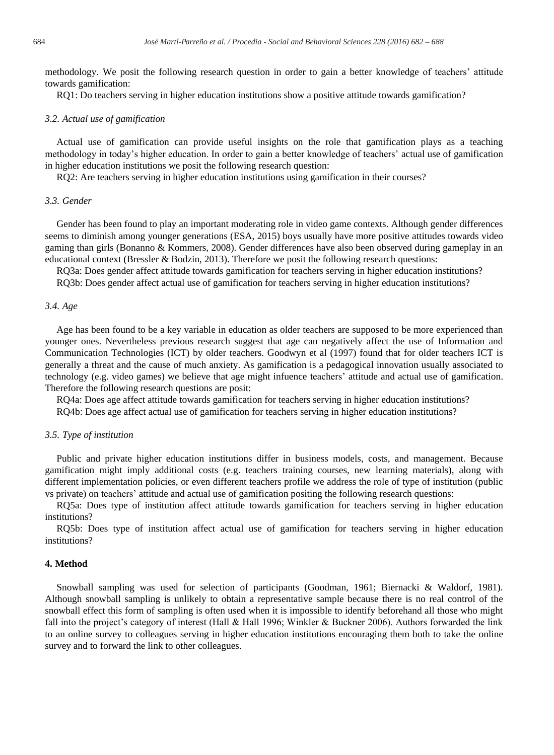methodology. We posit the following research question in order to gain a better knowledge of teachers' attitude towards gamification:

RQ1: Do teachers serving in higher education institutions show a positive attitude towards gamification?

### *3.2. Actual use of gamification*

Actual use of gamification can provide useful insights on the role that gamification plays as a teaching methodology in today's higher education. In order to gain a better knowledge of teachers' actual use of gamification in higher education institutions we posit the following research question:

RQ2: Are teachers serving in higher education institutions using gamification in their courses?

### *3.3. Gender*

Gender has been found to play an important moderating role in video game contexts. Although gender differences seems to diminish among younger generations (ESA, 2015) boys usually have more positive attitudes towards video gaming than girls (Bonanno & Kommers, 2008). Gender differences have also been observed during gameplay in an educational context (Bressler & Bodzin, 2013). Therefore we posit the following research questions:

RQ3a: Does gender affect attitude towards gamification for teachers serving in higher education institutions?

RQ3b: Does gender affect actual use of gamification for teachers serving in higher education institutions?

### *3.4. Age*

Age has been found to be a key variable in education as older teachers are supposed to be more experienced than younger ones. Nevertheless previous research suggest that age can negatively affect the use of Information and Communication Technologies (ICT) by older teachers. Goodwyn et al (1997) found that for older teachers ICT is generally a threat and the cause of much anxiety. As gamification is a pedagogical innovation usually associated to technology (e.g. video games) we believe that age might infuence teachers' attitude and actual use of gamification. Therefore the following research questions are posit:

RQ4a: Does age affect attitude towards gamification for teachers serving in higher education institutions?

RQ4b: Does age affect actual use of gamification for teachers serving in higher education institutions?

### *3.5. Type of institution*

Public and private higher education institutions differ in business models, costs, and management. Because gamification might imply additional costs (e.g. teachers training courses, new learning materials), along with different implementation policies, or even different teachers profile we address the role of type of institution (public vs private) on teachers' attitude and actual use of gamification positing the following research questions:

RQ5a: Does type of institution affect attitude towards gamification for teachers serving in higher education institutions?

RQ5b: Does type of institution affect actual use of gamification for teachers serving in higher education institutions?

## 4. Method

Snowball sampling was used for selection of participants (Goodman, 1961; Biernacki & Waldorf, 1981). Although snowball sampling is unlikely to obtain a representative sample because there is no real control of the snowball effect this form of sampling is often used when it is impossible to identify beforehand all those who might fall into the project's category of interest (Hall & Hall 1996; Winkler & Buckner 2006). Authors forwarded the link to an online survey to colleagues serving in higher education institutions encouraging them both to take the online survey and to forward the link to other colleagues.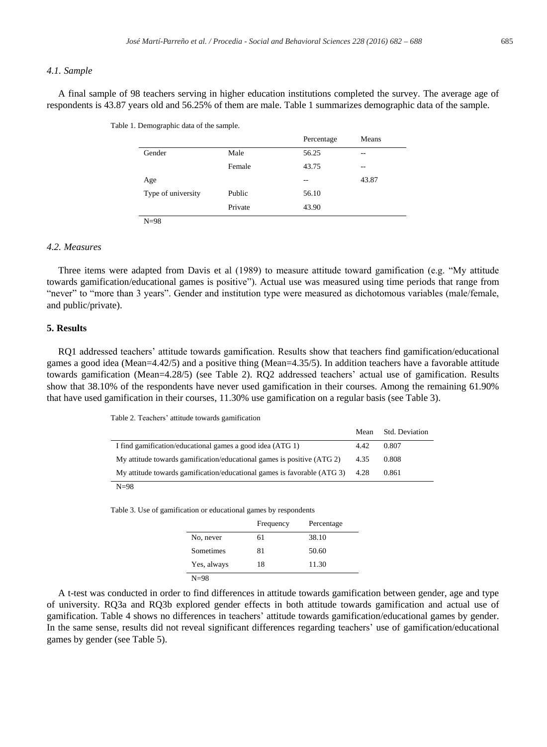### 4.1. Sample

A final sample of 98 teachers serving in higher education institutions completed the survey. The average age of respondents is 43.87 years old and 56.25% of them are male. Table 1 summarizes demographic data of the sample.

Table 1. Demographic data of the sample.

| | | Percentage | Means |
|---|---|---|---|
| Gender | Male | 56.25 | -- |
| | Female | 43.75 | -- |
| Age | | -- | 43.87 |
| Type of university | Public | 56.10 | |
| | Private | 43.90 | |

N=98

### 4.2. Measures

Three items were adapted from Davis et al (1989) to measure attitude toward gamification (e.g. "My attitude towards gamification/educational games is positive"). Actual use was measured using time periods that range from "never" to "more than 3 years". Gender and institution type were measured as dichotomous variables (male/female, and public/private).

## 5. Results

RQ1 addressed teachers' attitude towards gamification. Results show that teachers find gamification/educational games a good idea (Mean=4.42/5) and a positive thing (Mean=4.35/5). In addition teachers have a favorable attitude towards gamification (Mean=4.28/5) (see Table 2). RQ2 addressed teachers' actual use of gamification. Results show that 38.10% of the respondents have never used gamification in their courses. Among the remaining 61.90% that have used gamification in their courses, 11.30% use gamification on a regular basis (see Table 3).

Table 2. Teachers' attitude towards gamification

| | Mean | Std. Deviation |
|---|---|---|
| I find gamification/educational games a good idea (ATG 1) | 4.42 | 0.807 |
| My attitude towards gamification/educational games is positive (ATG 2) | 4.35 | 0.808 |
| My attitude towards gamification/educational games is favorable (ATG 3) | 4.28 | 0.861 |

N=98

Table 3. Use of gamification or educational games by respondents

| | Frequency | Percentage |
|---|---|---|
| No, never | 61 | 38.10 |
| Sometimes | 81 | 50.60 |
| Yes, always | 18 | 11.30 |

N=98

A t-test was conducted in order to find differences in attitude towards gamification between gender, age and type of university. RQ3a and RQ3b explored gender effects in both attitude towards gamification and actual use of gamification. Table 4 shows no differences in teachers' attitude towards gamification/educational games by gender. In the same sense, results did not reveal significant differences regarding teachers' use of gamification/educational games by gender (see Table 5).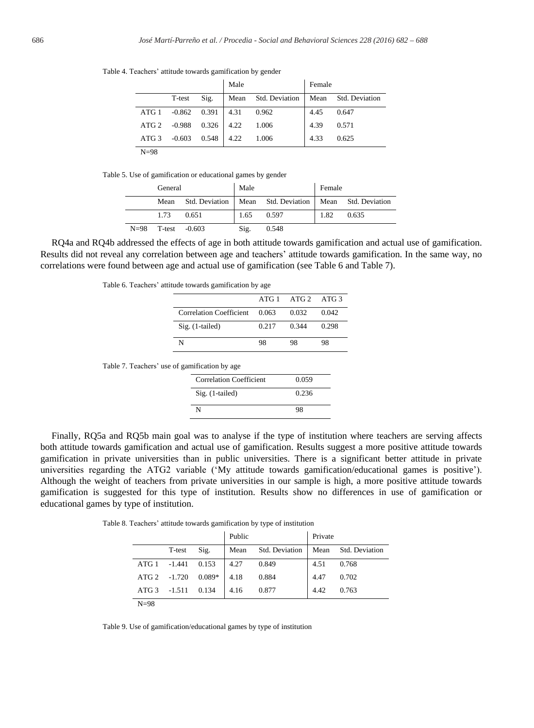Table 4. Teachers' attitude towards gamification by gender

| | | | Male | | Female | |
|---|---|---|---|---|---|---|
| | T-test | Sig. | Mean | Std. Deviation | Mean | Std. Deviation |
| ATG 1 | -0.862 | 0.391 | 4.31 | 0.962 | 4.45 | 0.647 |
| ATG 2 | -0.988 | 0.326 | 4.22 | 1.006 | 4.39 | 0.571 |
| ATG 3 | -0.603 | 0.548 | 4.22 | 1.006 | 4.33 | 0.625 |
| N=98 | | | | | | |

Table 5. Use of gamification or educational games by gender

| | General | | Male | | Female | |
|---|---|---|---|---|---|---|
| | Mean | Std. Deviation | Mean | Std. Deviation | Mean | Std. Deviation |
| | 1.73 | 0.651 | 1.65 | 0.597 | 1.82 | 0.635 |
| N=98 | T-test | -0.603 | Sig. | 0.548 | | |

RQ4a and RQ4b addressed the effects of age in both attitude towards gamification and actual use of gamification. Results did not reveal any correlation between age and teachers' attitude towards gamification. In the same way, no correlations were found between age and actual use of gamification (see Table 6 and Table 7).

Table 6. Teachers' attitude towards gamification by age

| | ATG 1 | ATG 2 | ATG 3 |
|---|---|---|---|
| Correlation Coefficient | 0.063 | 0.032 | 0.042 |
| Sig. (1-tailed) | 0.217 | 0.344 | 0.298 |
| N | 98 | 98 | 98 |

Table 7. Teachers' use of gamification by age

| | |
|---|---|
| Correlation Coefficient | 0.059 |
| Sig. (1-tailed) | 0.236 |
| N | 98 |

Finally, RQ5a and RQ5b main goal was to analyse if the type of institution where teachers are serving affects both attitude towards gamification and actual use of gamification. Results suggest a more positive attitude towards gamification in private universities than in public universities. There is a significant better attitude in private universities regarding the ATG2 variable ('My attitude towards gamification/educational games is positive'). Although the weight of teachers from private universities in our sample is high, a more positive attitude towards gamification is suggested for this type of institution. Results show no differences in use of gamification or educational games by type of institution.

Table 8. Teachers' attitude towards gamification by type of institution

| | | | Public | | Private | |
|---|---|---|---|---|---|---|
| | T-test | Sig. | Mean | Std. Deviation | Mean | Std. Deviation |
| ATG 1 | -1.441 | 0.153 | 4.27 | 0.849 | 4.51 | 0.768 |
| ATG 2 | -1.720 | 0.089* | 4.18 | 0.884 | 4.47 | 0.702 |
| ATG 3 | -1.511 | 0.134 | 4.16 | 0.877 | 4.42 | 0.763 |
| N=98 | | | | | | |

Table 9. Use of gamification/educational games by type of institution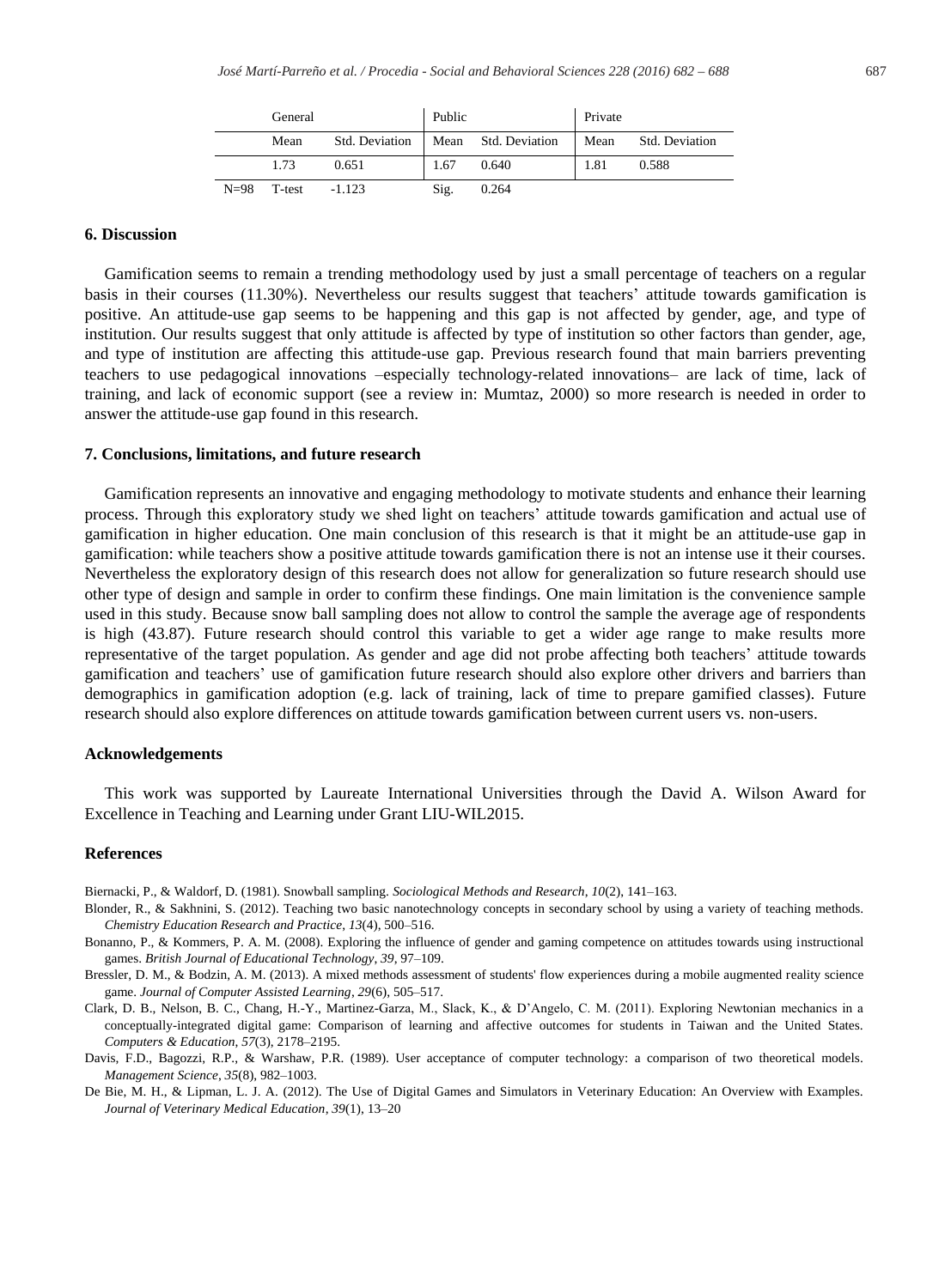| | General | | Public | | Private | |
|---|---|---|---|---|---|---|
| | Mean | Std. Deviation | Mean | Std. Deviation | Mean | Std. Deviation |
| | 1.73 | 0.651 | 1.67 | 0.640 | 1.81 | 0.588 |
| N=98 | T-test | -1.123 | Sig. | 0.264 | | |

## 6. Discussion

Gamification seems to remain a trending methodology used by just a small percentage of teachers on a regular basis in their courses (11.30%). Nevertheless our results suggest that teachers' attitude towards gamification is positive. An attitude-use gap seems to be happening and this gap is not affected by gender, age, and type of institution. Our results suggest that only attitude is affected by type of institution so other factors than gender, age, and type of institution are affecting this attitude-use gap. Previous research found that main barriers preventing teachers to use pedagogical innovations –especially technology-related innovations– are lack of time, lack of training, and lack of economic support (see a review in: Mumtaz, 2000) so more research is needed in order to answer the attitude-use gap found in this research.

## 7. Conclusions, limitations, and future research

Gamification represents an innovative and engaging methodology to motivate students and enhance their learning process. Through this exploratory study we shed light on teachers' attitude towards gamification and actual use of gamification in higher education. One main conclusion of this research is that it might be an attitude-use gap in gamification: while teachers show a positive attitude towards gamification there is not an intense use it their courses. Nevertheless the exploratory design of this research does not allow for generalization so future research should use other type of design and sample in order to confirm these findings. One main limitation is the convenience sample used in this study. Because snow ball sampling does not allow to control the sample the average age of respondents is high (43.87). Future research should control this variable to get a wider age range to make results more representative of the target population. As gender and age did not probe affecting both teachers' attitude towards gamification and teachers' use of gamification future research should also explore other drivers and barriers than demographics in gamification adoption (e.g. lack of training, lack of time to prepare gamified classes). Future research should also explore differences on attitude towards gamification between current users vs. non-users.

## Acknowledgements

This work was supported by Laureate International Universities through the David A. Wilson Award for Excellence in Teaching and Learning under Grant LIU-WIL2015.

## References

Biernacki, P., & Waldorf, D. (1981). Snowball sampling. *Sociological Methods and Research*, *10*(2), 141–163.

Blonder, R., & Sakhnini, S. (2012). Teaching two basic nanotechnology concepts in secondary school by using a variety of teaching methods. *Chemistry Education Research and Practice*, *13*(4), 500–516.

Bonanno, P., & Kommers, P. A. M. (2008). Exploring the influence of gender and gaming competence on attitudes towards using instructional games. *British Journal of Educational Technology*, *39*, 97–109.

Bressler, D. M., & Bodzin, A. M. (2013). A mixed methods assessment of students' flow experiences during a mobile augmented reality science game. *Journal of Computer Assisted Learning*, *29*(6), 505–517.

Clark, D. B., Nelson, B. C., Chang, H.-Y., Martinez-Garza, M., Slack, K., & D'Angelo, C. M. (2011). Exploring Newtonian mechanics in a conceptually-integrated digital game: Comparison of learning and affective outcomes for students in Taiwan and the United States. *Computers & Education*, *57*(3), 2178–2195.

Davis, F.D., Bagozzi, R.P., & Warshaw, P.R. (1989). User acceptance of computer technology: a comparison of two theoretical models. *Management Science*, *35*(8), 982–1003.

De Bie, M. H., & Lipman, L. J. A. (2012). The Use of Digital Games and Simulators in Veterinary Education: An Overview with Examples. *Journal of Veterinary Medical Education*, *39*(1), 13–20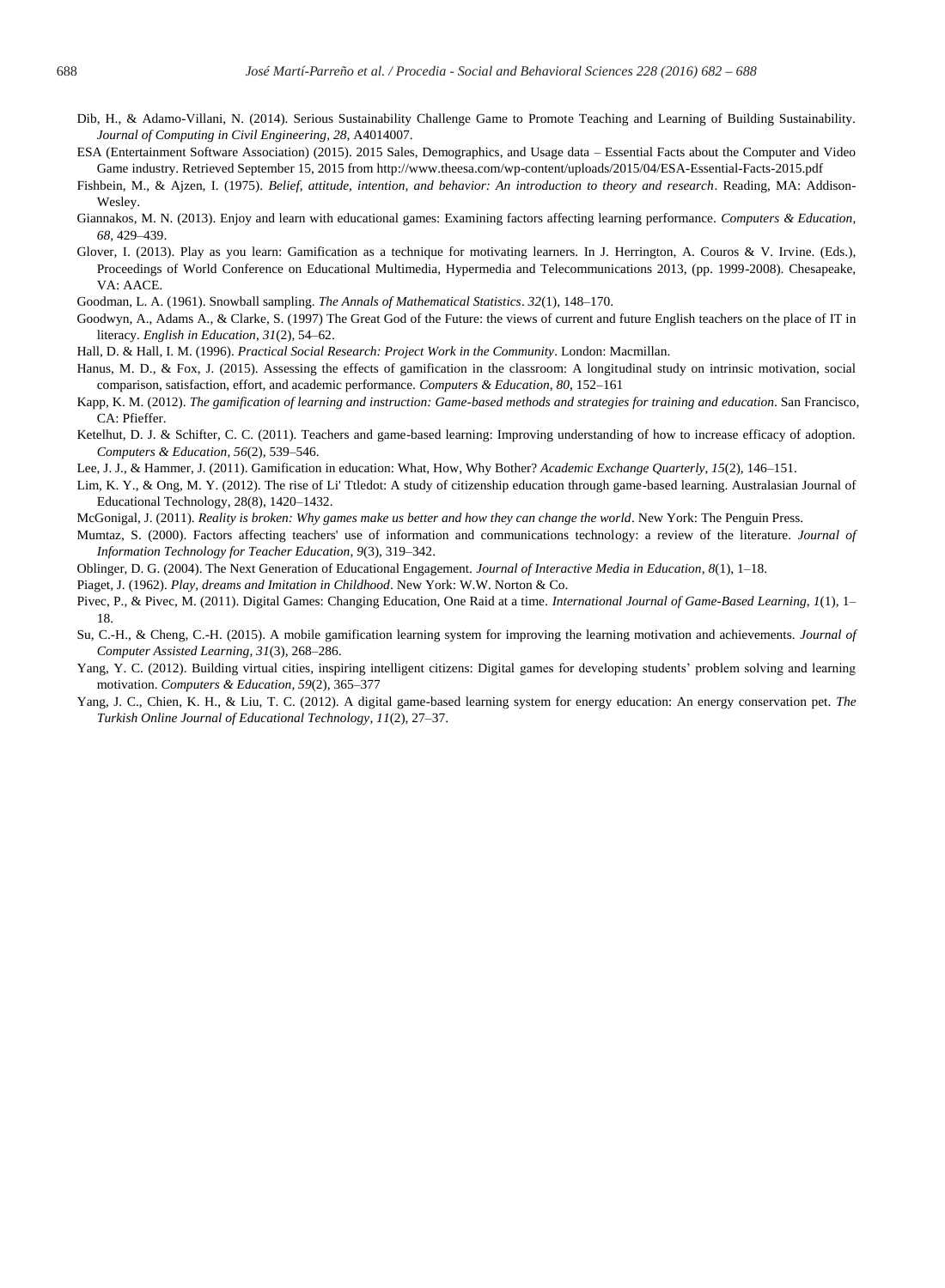Dib, H., & Adamo-Villani, N. (2014). Serious Sustainability Challenge Game to Promote Teaching and Learning of Building Sustainability. *Journal of Computing in Civil Engineering*, *28*, A4014007.

ESA (Entertainment Software Association) (2015). 2015 Sales, Demographics, and Usage data – Essential Facts about the Computer and Video Game industry. Retrieved September 15, 2015 from http://www.theesa.com/wp-content/uploads/2015/04/ESA-Essential-Facts-2015.pdf

Fishbein, M., & Ajzen, I. (1975). *Belief, attitude, intention, and behavior: An introduction to theory and research*. Reading, MA: Addison-Wesley.

Giannakos, M. N. (2013). Enjoy and learn with educational games: Examining factors affecting learning performance. *Computers & Education*, *68*, 429–439.

Glover, I. (2013). Play as you learn: Gamification as a technique for motivating learners. In J. Herrington, A. Couros & V. Irvine. (Eds.), Proceedings of World Conference on Educational Multimedia, Hypermedia and Telecommunications 2013, (pp. 1999-2008). Chesapeake, VA: AACE.

Goodman, L. A. (1961). Snowball sampling. *The Annals of Mathematical Statistics*. *32*(1), 148–170.

Goodwyn, A., Adams A., & Clarke, S. (1997) The Great God of the Future: the views of current and future English teachers on the place of IT in literacy. *English in Education*, *31*(2), 54–62.

Hall, D. & Hall, I. M. (1996). *Practical Social Research: Project Work in the Community*. London: Macmillan.

Hanus, M. D., & Fox, J. (2015). Assessing the effects of gamification in the classroom: A longitudinal study on intrinsic motivation, social comparison, satisfaction, effort, and academic performance. *Computers & Education*, *80*, 152–161

Kapp, K. M. (2012). *The gamification of learning and instruction: Game-based methods and strategies for training and education*. San Francisco, CA: Pfieffer.

Ketelhut, D. J. & Schifter, C. C. (2011). Teachers and game-based learning: Improving understanding of how to increase efficacy of adoption. *Computers & Education*, *56*(2), 539–546.

Lee, J. J., & Hammer, J. (2011). Gamification in education: What, How, Why Bother? *Academic Exchange Quarterly*, *15*(2), 146–151.

Lim, K. Y., & Ong, M. Y. (2012). The rise of Li' Ttledot: A study of citizenship education through game-based learning. Australasian Journal of Educational Technology, 28(8), 1420–1432.

McGonigal, J. (2011). *Reality is broken: Why games make us better and how they can change the world*. New York: The Penguin Press.

Mumtaz, S. (2000). Factors affecting teachers' use of information and communications technology: a review of the literature. *Journal of Information Technology for Teacher Education*, *9*(3), 319–342.

Oblinger, D. G. (2004). The Next Generation of Educational Engagement. *Journal of Interactive Media in Education, 8*(1), 1–18.

Piaget, J. (1962). *Play, dreams and Imitation in Childhood*. New York: W.W. Norton & Co.

Pivec, P., & Pivec, M. (2011). Digital Games: Changing Education, One Raid at a time. *International Journal of Game-Based Learning, 1*(1), 1–18.

Su, C.-H., & Cheng, C.-H. (2015). A mobile gamification learning system for improving the learning motivation and achievements. *Journal of Computer Assisted Learning*, *31*(3), 268–286.

Yang, Y. C. (2012). Building virtual cities, inspiring intelligent citizens: Digital games for developing students' problem solving and learning motivation. *Computers & Education*, *59*(2), 365–377

Yang, J. C., Chien, K. H., & Liu, T. C. (2012). A digital game-based learning system for energy education: An energy conservation pet. *The Turkish Online Journal of Educational Technology*, *11*(2), 27–37.